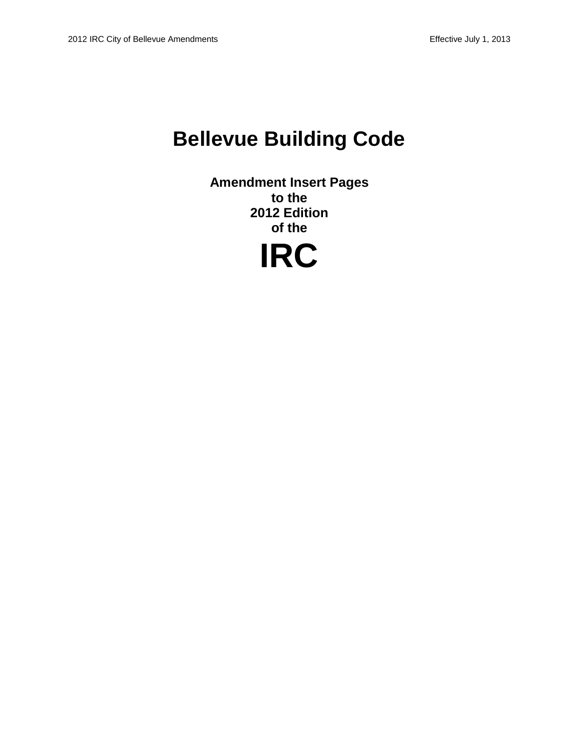# Bellevue Building Code

## Amendment Insert Pages
## to the
## 2012 Edition
## of the

# IRC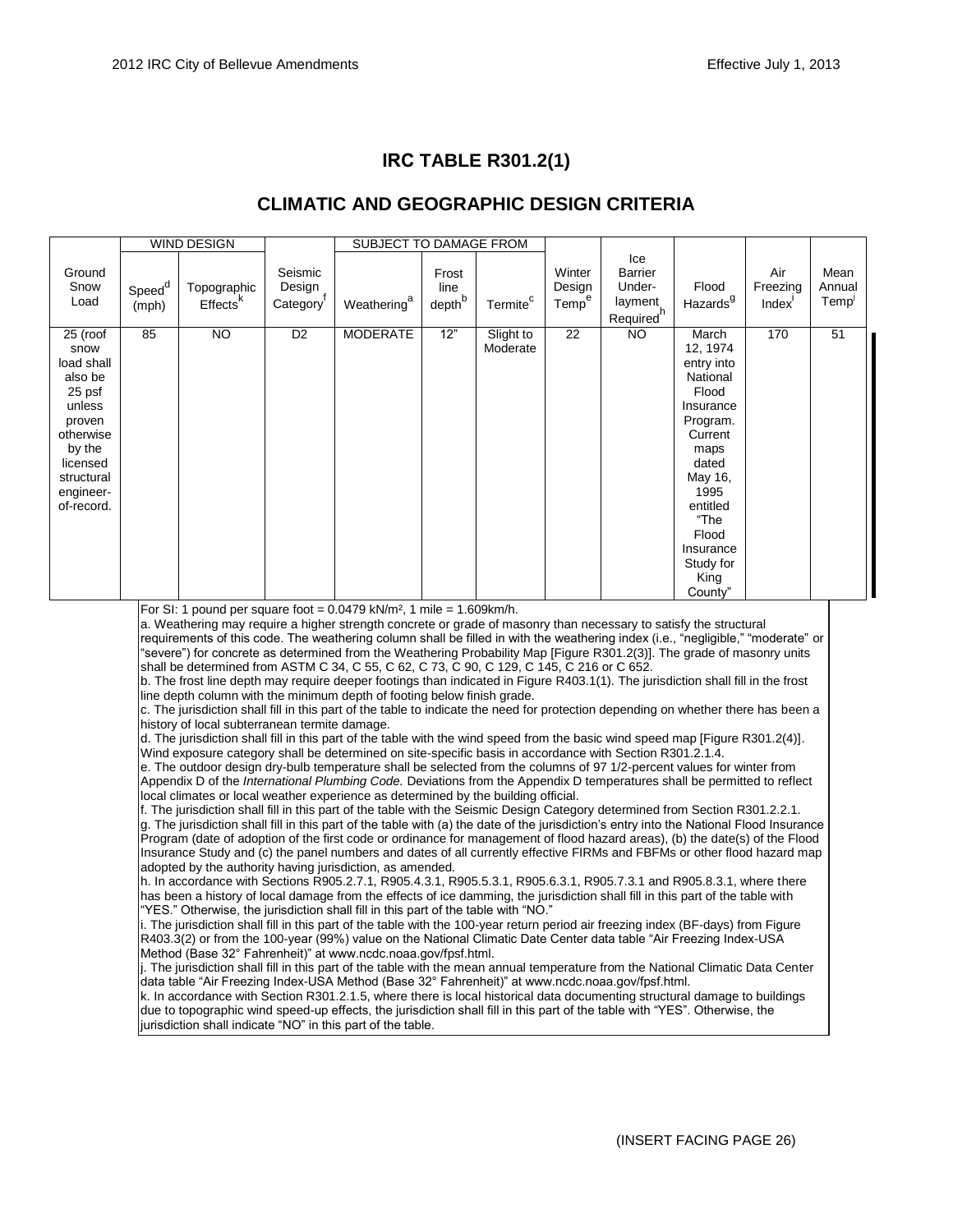# IRC TABLE R301.2(1)

## CLIMATIC AND GEOGRAPHIC DESIGN CRITERIA

| Ground Snow Load | WIND DESIGN | | Seismic Design Category[f] | SUBJECT TO DAMAGE FROM | | | Winter Design Temp[e] | Ice Barrier Under-layment Required[h] | Flood Hazards[g] | Air Freezing Index[i] | Mean Annual Temp[j] |
|---|---|---|---|---|---|---|---|---|---|---|---|
| | Speed[d] (mph) | Topographic Effects[k] | | Weathering[a] | Frost line depth[b] | Termite[c] | | | | | |
| 25 (roof snow load shall also be 25 psf unless proven otherwise by the licensed structural engineer-of-record. | 85 | NO | D2 | MODERATE | 12" | Slight to Moderate | 22 | NO | March 12, 1974 entry into National Flood Insurance Program. Current maps dated May 16, 1995 entitled "The Flood Insurance Study for King County" | 170 | 51 |

For SI: 1 pound per square foot = 0.0479 kN/m², 1 mile = 1.609km/h.

a. Weathering may require a higher strength concrete or grade of masonry than necessary to satisfy the structural requirements of this code. The weathering column shall be filled in with the weathering index (i.e., "negligible," "moderate" or "severe") for concrete as determined from the Weathering Probability Map [Figure R301.2(3)]. The grade of masonry units shall be determined from ASTM C 34, C 55, C 62, C 73, C 90, C 129, C 145, C 216 or C 652.

b. The frost line depth may require deeper footings than indicated in Figure R403.1(1). The jurisdiction shall fill in the frost line depth column with the minimum depth of footing below finish grade.

c. The jurisdiction shall fill in this part of the table to indicate the need for protection depending on whether there has been a history of local subterranean termite damage.

d. The jurisdiction shall fill in this part of the table with the wind speed from the basic wind speed map [Figure R301.2(4)]. Wind exposure category shall be determined on site-specific basis in accordance with Section R301.2.1.4.

e. The outdoor design dry-bulb temperature shall be selected from the columns of 97 1/2-percent values for winter from Appendix D of the *International Plumbing Code.* Deviations from the Appendix D temperatures shall be permitted to reflect local climates or local weather experience as determined by the building official.

f. The jurisdiction shall fill in this part of the table with the Seismic Design Category determined from Section R301.2.2.1.

g. The jurisdiction shall fill in this part of the table with (a) the date of the jurisdiction's entry into the National Flood Insurance Program (date of adoption of the first code or ordinance for management of flood hazard areas), (b) the date(s) of the Flood Insurance Study and (c) the panel numbers and dates of all currently effective FIRMs and FBFMs or other flood hazard map adopted by the authority having jurisdiction, as amended.

h. In accordance with Sections R905.2.7.1, R905.4.3.1, R905.5.3.1, R905.6.3.1, R905.7.3.1 and R905.8.3.1, where there has been a history of local damage from the effects of ice damming, the jurisdiction shall fill in this part of the table with "YES." Otherwise, the jurisdiction shall fill in this part of the table with "NO."

i. The jurisdiction shall fill in this part of the table with the 100-year return period air freezing index (BF-days) from Figure R403.3(2) or from the 100-year (99%) value on the National Climatic Date Center data table "Air Freezing Index-USA Method (Base 32° Fahrenheit)" at www.ncdc.noaa.gov/fpsf.html.

j. The jurisdiction shall fill in this part of the table with the mean annual temperature from the National Climatic Data Center data table "Air Freezing Index-USA Method (Base 32° Fahrenheit)" at www.ncdc.noaa.gov/fpsf.html.

k. In accordance with Section R301.2.1.5, where there is local historical data documenting structural damage to buildings due to topographic wind speed-up effects, the jurisdiction shall fill in this part of the table with "YES". Otherwise, the jurisdiction shall indicate "NO" in this part of the table.

(INSERT FACING PAGE 26)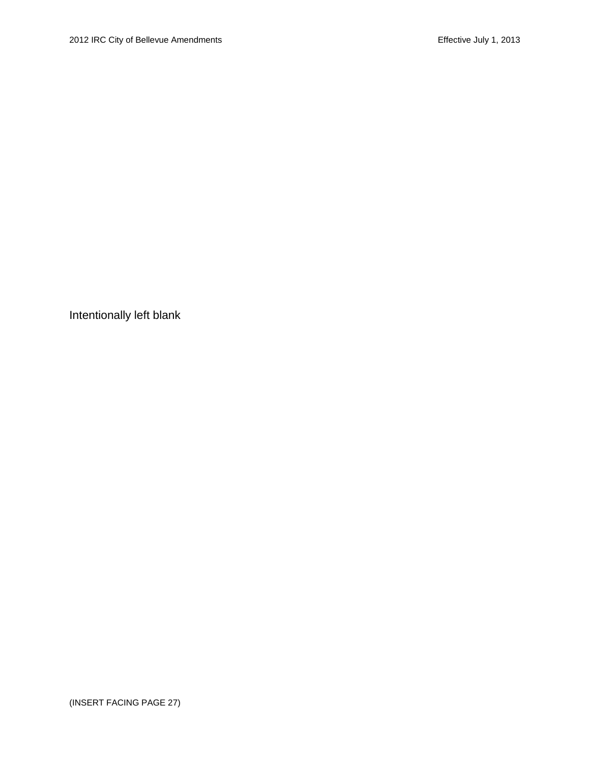Intentionally left blank

(INSERT FACING PAGE 27)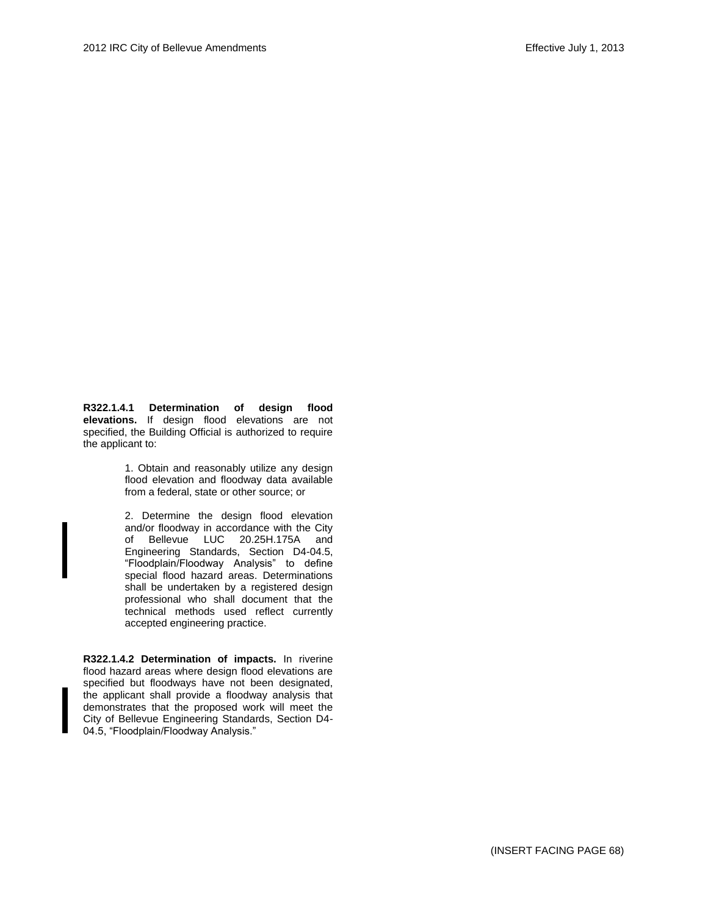**R322.1.4.1 Determination of design flood elevations.** If design flood elevations are not specified, the Building Official is authorized to require the applicant to:

1. Obtain and reasonably utilize any design flood elevation and floodway data available from a federal, state or other source; or

2. Determine the design flood elevation and/or floodway in accordance with the City of Bellevue LUC 20.25H.175A and Engineering Standards, Section D4-04.5, "Floodplain/Floodway Analysis" to define special flood hazard areas. Determinations shall be undertaken by a registered design professional who shall document that the technical methods used reflect currently accepted engineering practice.

**R322.1.4.2 Determination of impacts.** In riverine flood hazard areas where design flood elevations are specified but floodways have not been designated, the applicant shall provide a floodway analysis that demonstrates that the proposed work will meet the City of Bellevue Engineering Standards, Section D4-04.5, "Floodplain/Floodway Analysis."

(INSERT FACING PAGE 68)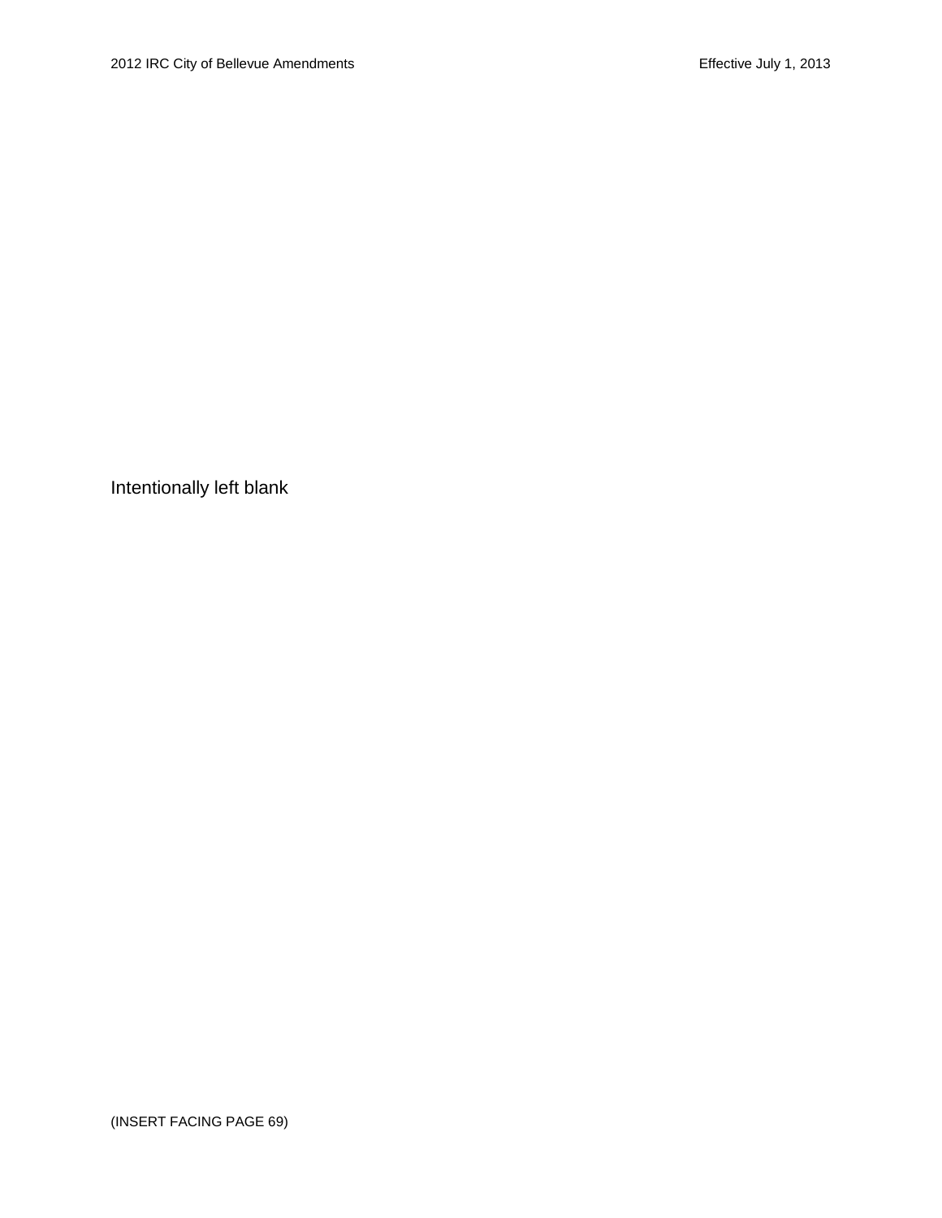Intentionally left blank

(INSERT FACING PAGE 69)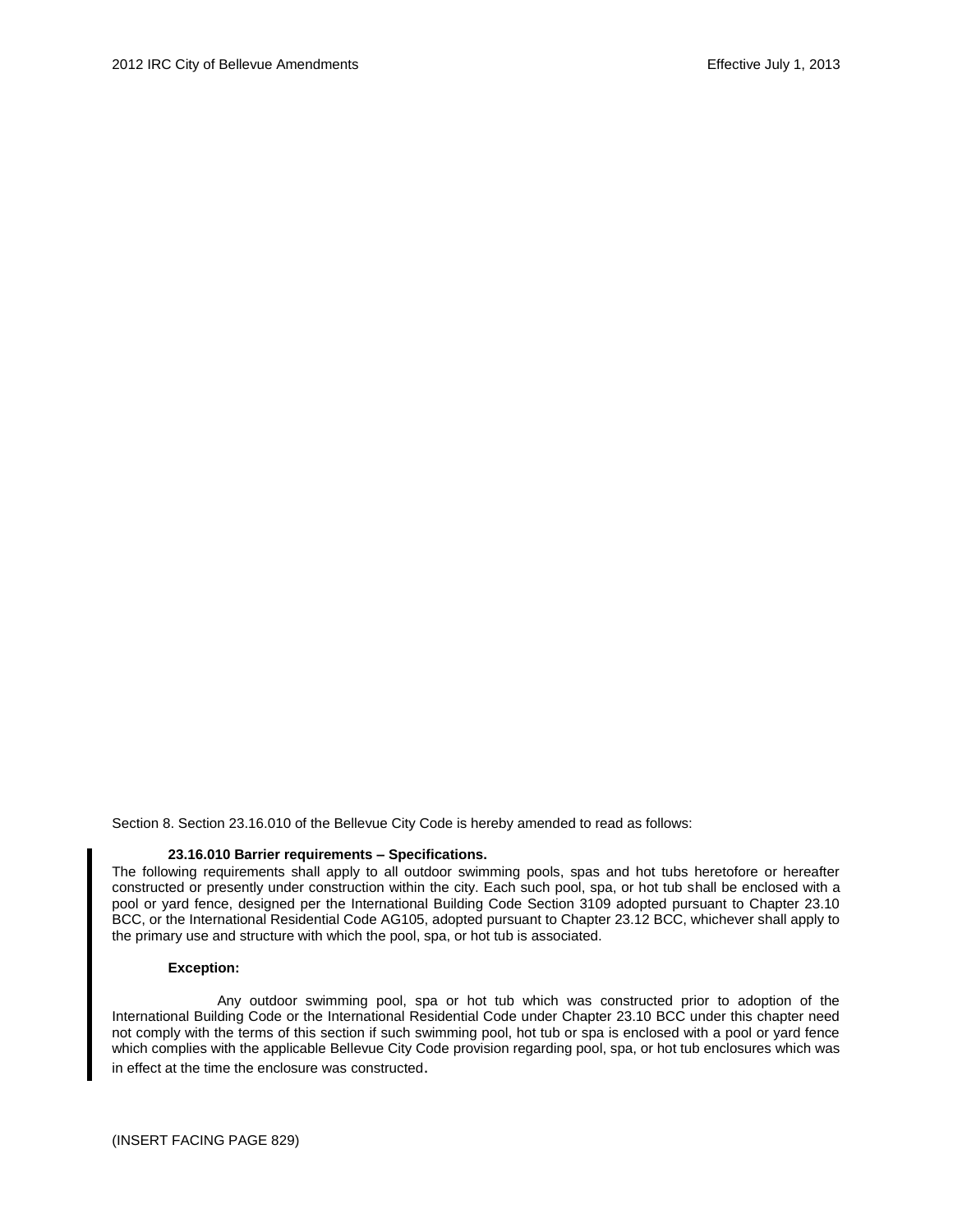Section 8. Section 23.16.010 of the Bellevue City Code is hereby amended to read as follows:

**23.16.010 Barrier requirements – Specifications.**

The following requirements shall apply to all outdoor swimming pools, spas and hot tubs heretofore or hereafter constructed or presently under construction within the city. Each such pool, spa, or hot tub shall be enclosed with a pool or yard fence, designed per the International Building Code Section 3109 adopted pursuant to Chapter 23.10 BCC, or the International Residential Code AG105, adopted pursuant to Chapter 23.12 BCC, whichever shall apply to the primary use and structure with which the pool, spa, or hot tub is associated.

**Exception:**

Any outdoor swimming pool, spa or hot tub which was constructed prior to adoption of the International Building Code or the International Residential Code under Chapter 23.10 BCC under this chapter need not comply with the terms of this section if such swimming pool, hot tub or spa is enclosed with a pool or yard fence which complies with the applicable Bellevue City Code provision regarding pool, spa, or hot tub enclosures which was in effect at the time the enclosure was constructed.

(INSERT FACING PAGE 829)